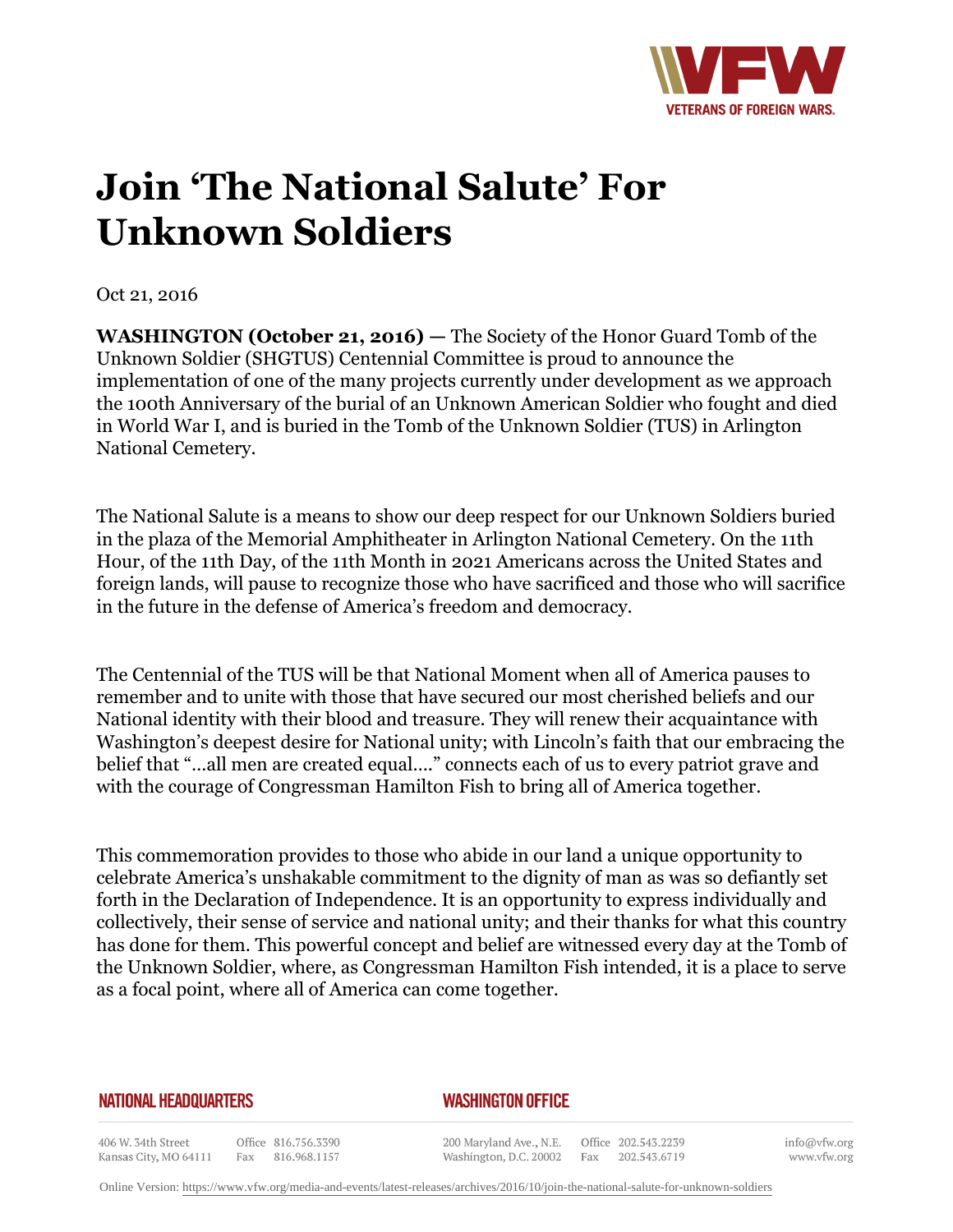# Join 'The National Salute' For Unknown Soldiers

Oct 21, 2016

**WASHINGTON (October 21, 2016) —** The Society of the Honor Guard Tomb of the Unknown Soldier (SHGTUS) Centennial Committee is proud to announce the implementation of one of the many projects currently under development as we approach the 100th Anniversary of the burial of an Unknown American Soldier who fought and died in World War I, and is buried in the Tomb of the Unknown Soldier (TUS) in Arlington National Cemetery.

The National Salute is a means to show our deep respect for our Unknown Soldiers buried in the plaza of the Memorial Amphitheater in Arlington National Cemetery. On the 11th Hour, of the 11th Day, of the 11th Month in 2021 Americans across the United States and foreign lands, will pause to recognize those who have sacrificed and those who will sacrifice in the future in the defense of America's freedom and democracy.

The Centennial of the TUS will be that National Moment when all of America pauses to remember and to unite with those that have secured our most cherished beliefs and our National identity with their blood and treasure. They will renew their acquaintance with Washington's deepest desire for National unity; with Lincoln's faith that our embracing the belief that "…all men are created equal…." connects each of us to every patriot grave and with the courage of Congressman Hamilton Fish to bring all of America together.

This commemoration provides to those who abide in our land a unique opportunity to celebrate America's unshakable commitment to the dignity of man as was so defiantly set forth in the Declaration of Independence. It is an opportunity to express individually and collectively, their sense of service and national unity; and their thanks for what this country has done for them. This powerful concept and belief are witnessed every day at the Tomb of the Unknown Soldier, where, as Congressman Hamilton Fish intended, it is a place to serve as a focal point, where all of America can come together.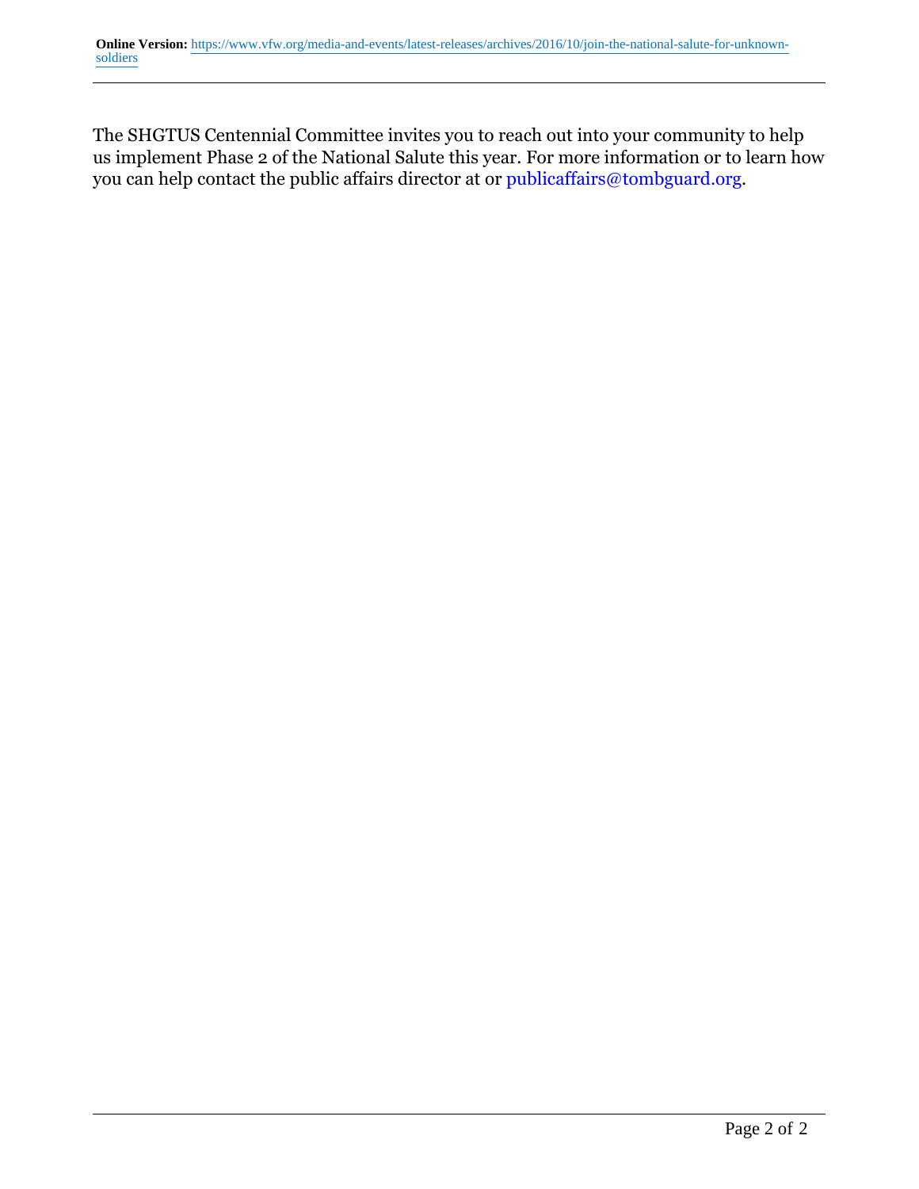The SHGTUS Centennial Committee invites you to reach out into your community to help us implement Phase 2 of the National Salute this year. For more information or to learn how you can help contact the public affairs director at or publicaffairs@tombguard.org.